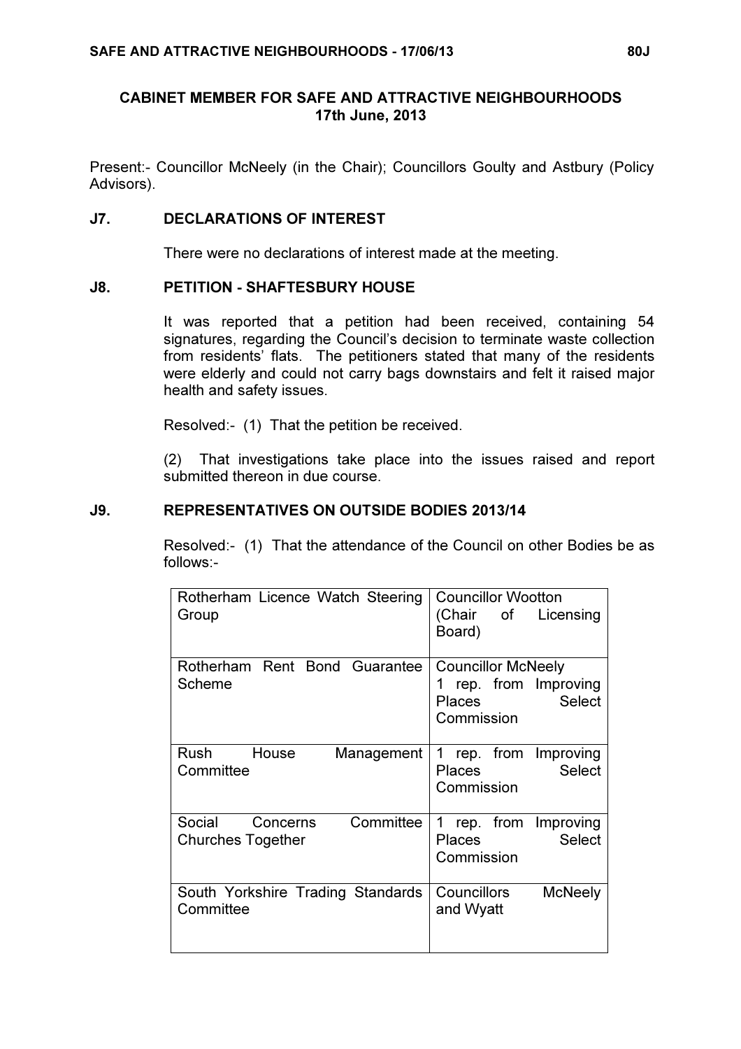# CABINET MEMBER FOR SAFE AND ATTRACTIVE NEIGHBOURHOODS
**17th June, 2013**

Present:- Councillor McNeely (in the Chair); Councillors Goulty and Astbury (Policy Advisors).

## J7. DECLARATIONS OF INTEREST

There were no declarations of interest made at the meeting.

## J8. PETITION - SHAFTESBURY HOUSE

It was reported that a petition had been received, containing 54 signatures, regarding the Council's decision to terminate waste collection from residents' flats. The petitioners stated that many of the residents were elderly and could not carry bags downstairs and felt it raised major health and safety issues.

Resolved:- (1) That the petition be received.

(2) That investigations take place into the issues raised and report submitted thereon in due course.

## J9. REPRESENTATIVES ON OUTSIDE BODIES 2013/14

Resolved:- (1) That the attendance of the Council on other Bodies be as follows:-

| | |
|---|---|
| Rotherham Licence Watch Steering Group | Councillor Wootton (Chair of Licensing Board) |
| Rotherham Rent Bond Guarantee Scheme | Councillor McNeely<br>1 rep. from Improving Places Select Commission |
| Rush House Management Committee | 1 rep. from Improving Places Select Commission |
| Social Concerns Committee Churches Together | 1 rep. from Improving Places Select Commission |
| South Yorkshire Trading Standards Committee | Councillors McNeely and Wyatt |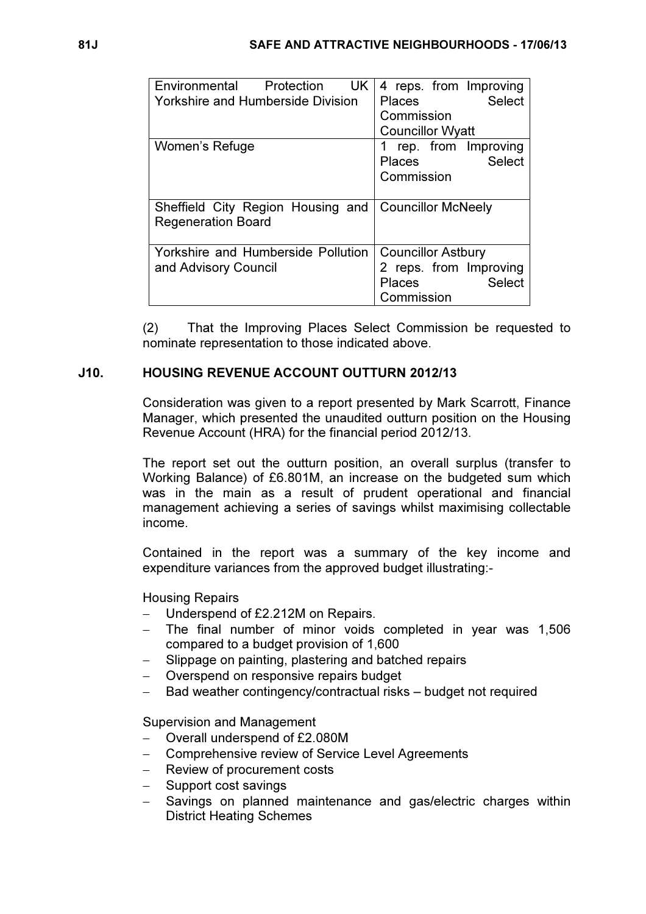| Environmental Protection UK Yorkshire and Humberside Division | 4 reps. from Improving Places Select Commission<br>Councillor Wyatt |
|---|---|
| Women's Refuge | 1 rep. from Improving Places Select Commission |
| Sheffield City Region Housing and Regeneration Board | Councillor McNeely |
| Yorkshire and Humberside Pollution and Advisory Council | Councillor Astbury<br>2 reps. from Improving Places Select Commission |

(2) That the Improving Places Select Commission be requested to nominate representation to those indicated above.

## J10. HOUSING REVENUE ACCOUNT OUTTURN 2012/13

Consideration was given to a report presented by Mark Scarrott, Finance Manager, which presented the unaudited outturn position on the Housing Revenue Account (HRA) for the financial period 2012/13.

The report set out the outturn position, an overall surplus (transfer to Working Balance) of £6.801M, an increase on the budgeted sum which was in the main as a result of prudent operational and financial management achieving a series of savings whilst maximising collectable income.

Contained in the report was a summary of the key income and expenditure variances from the approved budget illustrating:-

Housing Repairs

- Underspend of £2.212M on Repairs.
- The final number of minor voids completed in year was 1,506 compared to a budget provision of 1,600
- Slippage on painting, plastering and batched repairs
- Overspend on responsive repairs budget
- Bad weather contingency/contractual risks – budget not required

Supervision and Management

- Overall underspend of £2.080M
- Comprehensive review of Service Level Agreements
- Review of procurement costs
- Support cost savings
- Savings on planned maintenance and gas/electric charges within District Heating Schemes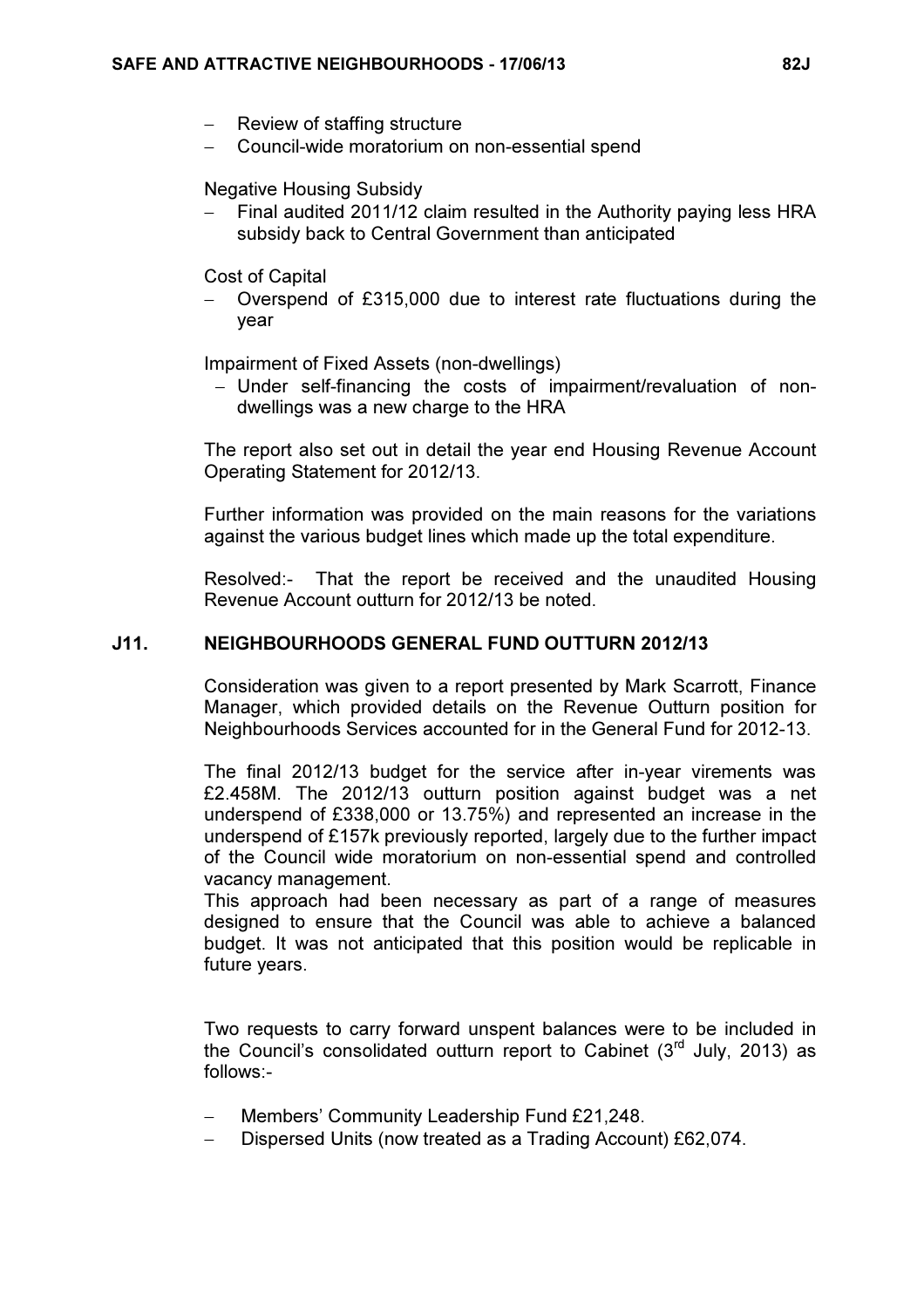- Review of staffing structure
- Council-wide moratorium on non-essential spend

Negative Housing Subsidy

- Final audited 2011/12 claim resulted in the Authority paying less HRA subsidy back to Central Government than anticipated

Cost of Capital

- Overspend of £315,000 due to interest rate fluctuations during the year

Impairment of Fixed Assets (non-dwellings)

- Under self-financing the costs of impairment/revaluation of non-dwellings was a new charge to the HRA

The report also set out in detail the year end Housing Revenue Account Operating Statement for 2012/13.

Further information was provided on the main reasons for the variations against the various budget lines which made up the total expenditure.

Resolved:- That the report be received and the unaudited Housing Revenue Account outturn for 2012/13 be noted.

## J11. NEIGHBOURHOODS GENERAL FUND OUTTURN 2012/13

Consideration was given to a report presented by Mark Scarrott, Finance Manager, which provided details on the Revenue Outturn position for Neighbourhoods Services accounted for in the General Fund for 2012-13.

The final 2012/13 budget for the service after in-year virements was £2.458M. The 2012/13 outturn position against budget was a net underspend of £338,000 or 13.75%) and represented an increase in the underspend of £157k previously reported, largely due to the further impact of the Council wide moratorium on non-essential spend and controlled vacancy management.

This approach had been necessary as part of a range of measures designed to ensure that the Council was able to achieve a balanced budget. It was not anticipated that this position would be replicable in future years.

Two requests to carry forward unspent balances were to be included in the Council's consolidated outturn report to Cabinet (3rd July, 2013) as follows:-

- Members' Community Leadership Fund £21,248.
- Dispersed Units (now treated as a Trading Account) £62,074.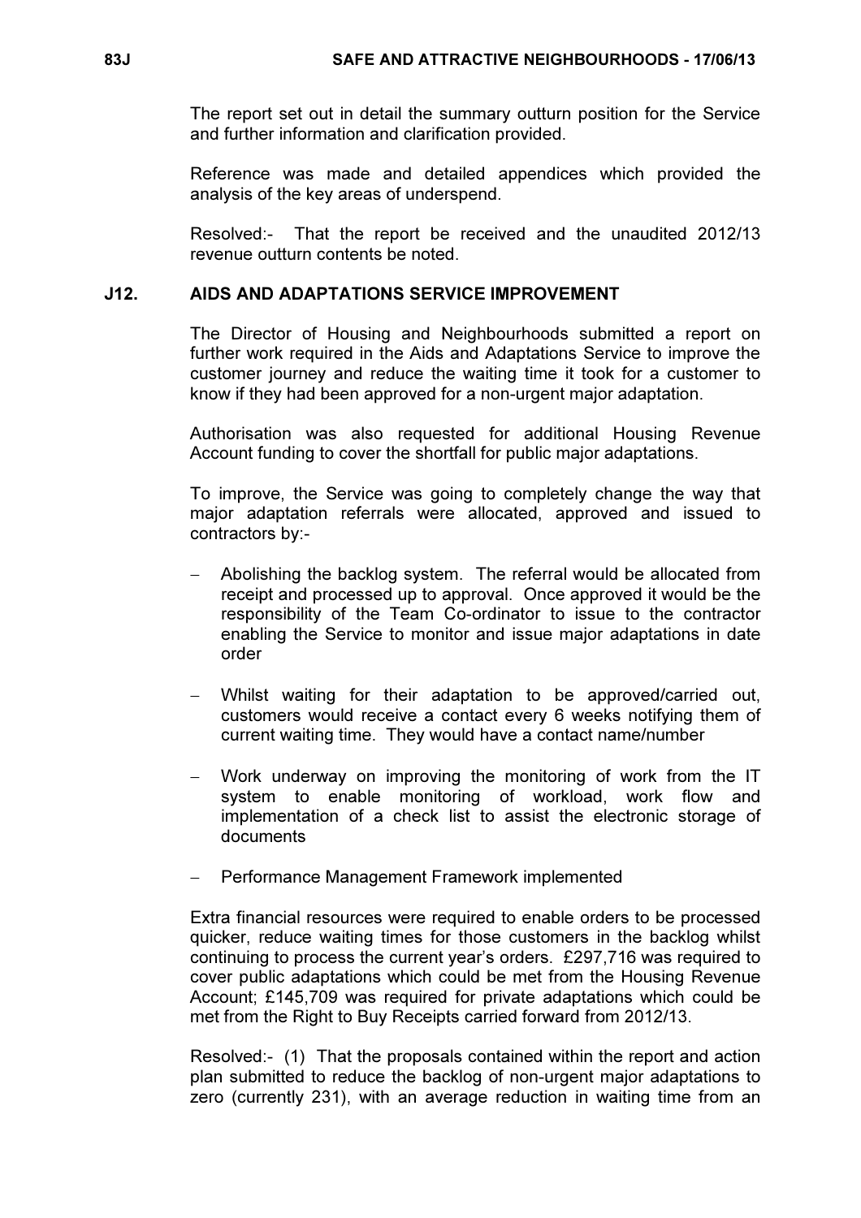The report set out in detail the summary outturn position for the Service and further information and clarification provided.

Reference was made and detailed appendices which provided the analysis of the key areas of underspend.

Resolved:- That the report be received and the unaudited 2012/13 revenue outturn contents be noted.

## J12. AIDS AND ADAPTATIONS SERVICE IMPROVEMENT

The Director of Housing and Neighbourhoods submitted a report on further work required in the Aids and Adaptations Service to improve the customer journey and reduce the waiting time it took for a customer to know if they had been approved for a non-urgent major adaptation.

Authorisation was also requested for additional Housing Revenue Account funding to cover the shortfall for public major adaptations.

To improve, the Service was going to completely change the way that major adaptation referrals were allocated, approved and issued to contractors by:-

- Abolishing the backlog system. The referral would be allocated from receipt and processed up to approval. Once approved it would be the responsibility of the Team Co-ordinator to issue to the contractor enabling the Service to monitor and issue major adaptations in date order
- Whilst waiting for their adaptation to be approved/carried out, customers would receive a contact every 6 weeks notifying them of current waiting time. They would have a contact name/number
- Work underway on improving the monitoring of work from the IT system to enable monitoring of workload, work flow and implementation of a check list to assist the electronic storage of documents
- Performance Management Framework implemented

Extra financial resources were required to enable orders to be processed quicker, reduce waiting times for those customers in the backlog whilst continuing to process the current year's orders. £297,716 was required to cover public adaptations which could be met from the Housing Revenue Account; £145,709 was required for private adaptations which could be met from the Right to Buy Receipts carried forward from 2012/13.

Resolved:- (1) That the proposals contained within the report and action plan submitted to reduce the backlog of non-urgent major adaptations to zero (currently 231), with an average reduction in waiting time from an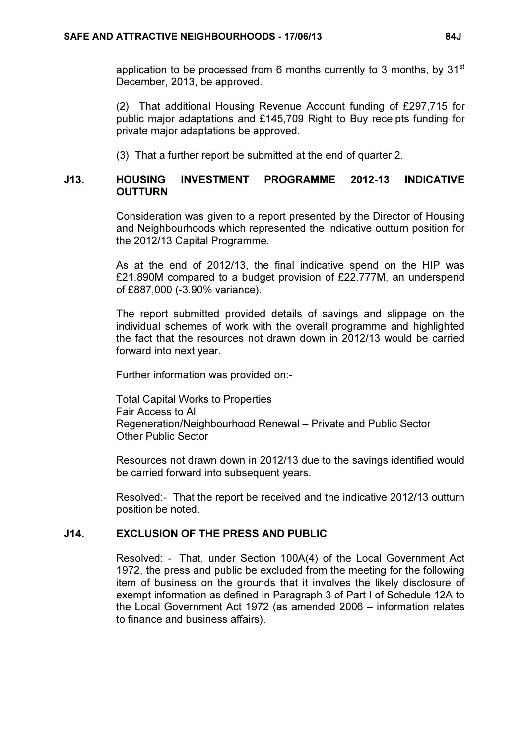application to be processed from 6 months currently to 3 months, by 31st December, 2013, be approved.

(2) That additional Housing Revenue Account funding of £297,715 for public major adaptations and £145,709 Right to Buy receipts funding for private major adaptations be approved.

(3) That a further report be submitted at the end of quarter 2.

## J13. HOUSING INVESTMENT PROGRAMME 2012-13 INDICATIVE OUTTURN

Consideration was given to a report presented by the Director of Housing and Neighbourhoods which represented the indicative outturn position for the 2012/13 Capital Programme.

As at the end of 2012/13, the final indicative spend on the HIP was £21.890M compared to a budget provision of £22.777M, an underspend of £887,000 (-3.90% variance).

The report submitted provided details of savings and slippage on the individual schemes of work with the overall programme and highlighted the fact that the resources not drawn down in 2012/13 would be carried forward into next year.

Further information was provided on:-

Total Capital Works to Properties
Fair Access to All
Regeneration/Neighbourhood Renewal – Private and Public Sector
Other Public Sector

Resources not drawn down in 2012/13 due to the savings identified would be carried forward into subsequent years.

Resolved:- That the report be received and the indicative 2012/13 outturn position be noted.

## J14. EXCLUSION OF THE PRESS AND PUBLIC

Resolved: - That, under Section 100A(4) of the Local Government Act 1972, the press and public be excluded from the meeting for the following item of business on the grounds that it involves the likely disclosure of exempt information as defined in Paragraph 3 of Part I of Schedule 12A to the Local Government Act 1972 (as amended 2006 – information relates to finance and business affairs).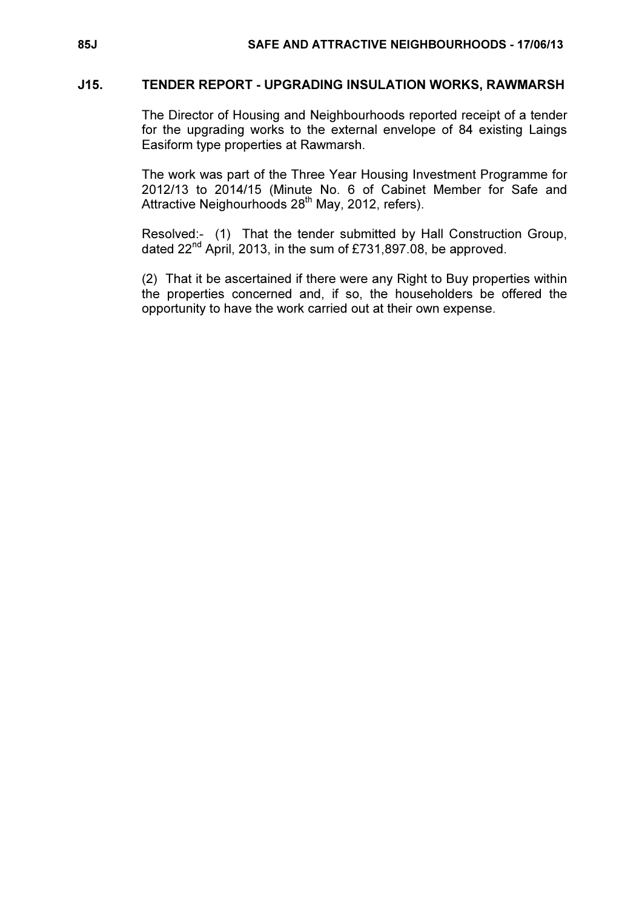## J15. TENDER REPORT - UPGRADING INSULATION WORKS, RAWMARSH

The Director of Housing and Neighbourhoods reported receipt of a tender for the upgrading works to the external envelope of 84 existing Laings Easiform type properties at Rawmarsh.

The work was part of the Three Year Housing Investment Programme for 2012/13 to 2014/15 (Minute No. 6 of Cabinet Member for Safe and Attractive Neighourhoods 28th May, 2012, refers).

Resolved:- (1) That the tender submitted by Hall Construction Group, dated 22nd April, 2013, in the sum of £731,897.08, be approved.

(2) That it be ascertained if there were any Right to Buy properties within the properties concerned and, if so, the householders be offered the opportunity to have the work carried out at their own expense.